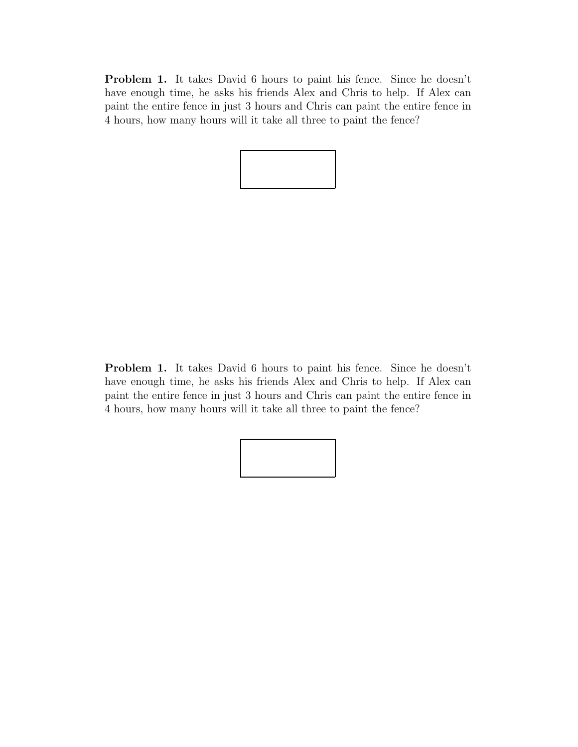**Problem 1.** It takes David 6 hours to paint his fence. Since he doesn't have enough time, he asks his friends Alex and Chris to help. If Alex can paint the entire fence in just 3 hours and Chris can paint the entire fence in 4 hours, how many hours will it take all three to paint the fence?

**Problem 1.** It takes David 6 hours to paint his fence. Since he doesn't have enough time, he asks his friends Alex and Chris to help. If Alex can paint the entire fence in just 3 hours and Chris can paint the entire fence in 4 hours, how many hours will it take all three to paint the fence?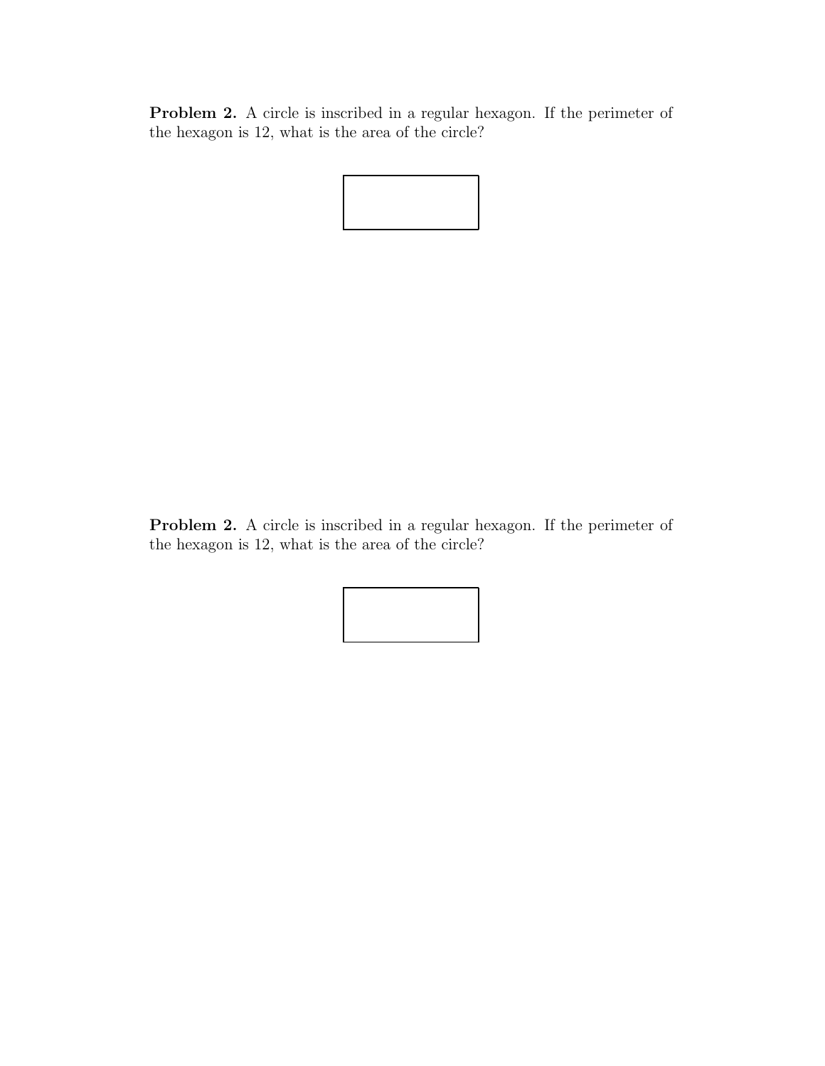**Problem 2.** A circle is inscribed in a regular hexagon. If the perimeter of the hexagon is 12, what is the area of the circle?

**Problem 2.** A circle is inscribed in a regular hexagon. If the perimeter of the hexagon is 12, what is the area of the circle?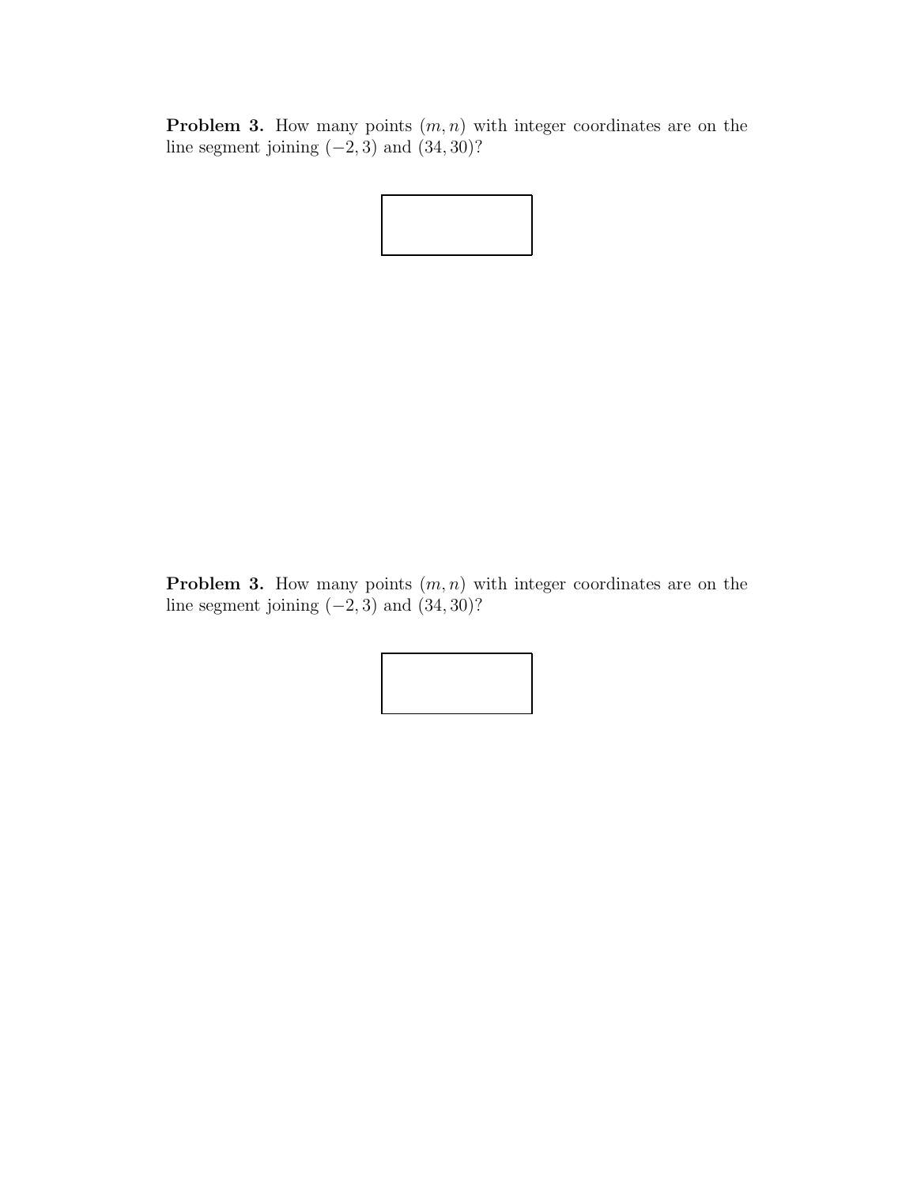**Problem 3.** How many points $(m, n)$ with integer coordinates are on the line segment joining $(-2, 3)$ and $(34, 30)$?

**Problem 3.** How many points $(m, n)$ with integer coordinates are on the line segment joining $(-2, 3)$ and $(34, 30)$?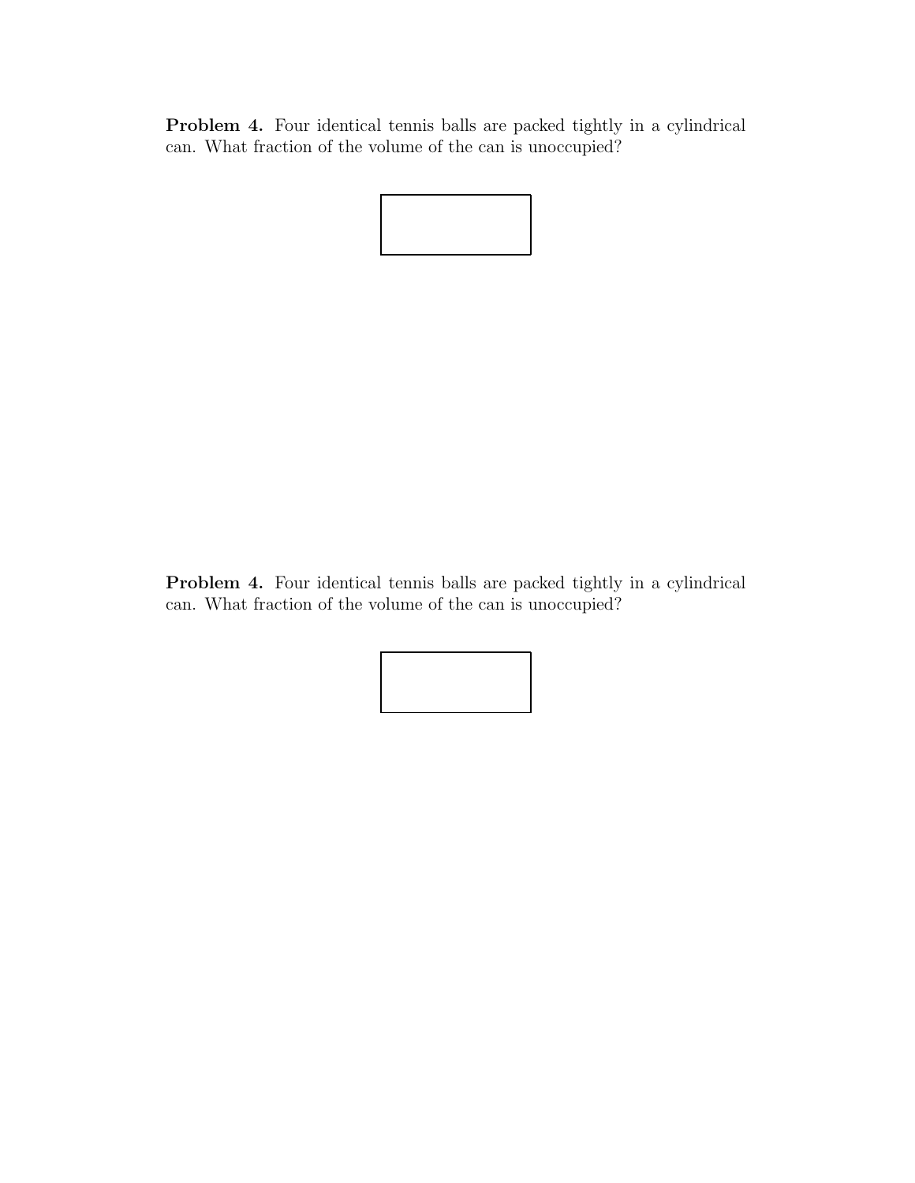**Problem 4.** Four identical tennis balls are packed tightly in a cylindrical can. What fraction of the volume of the can is unoccupied?

**Problem 4.** Four identical tennis balls are packed tightly in a cylindrical can. What fraction of the volume of the can is unoccupied?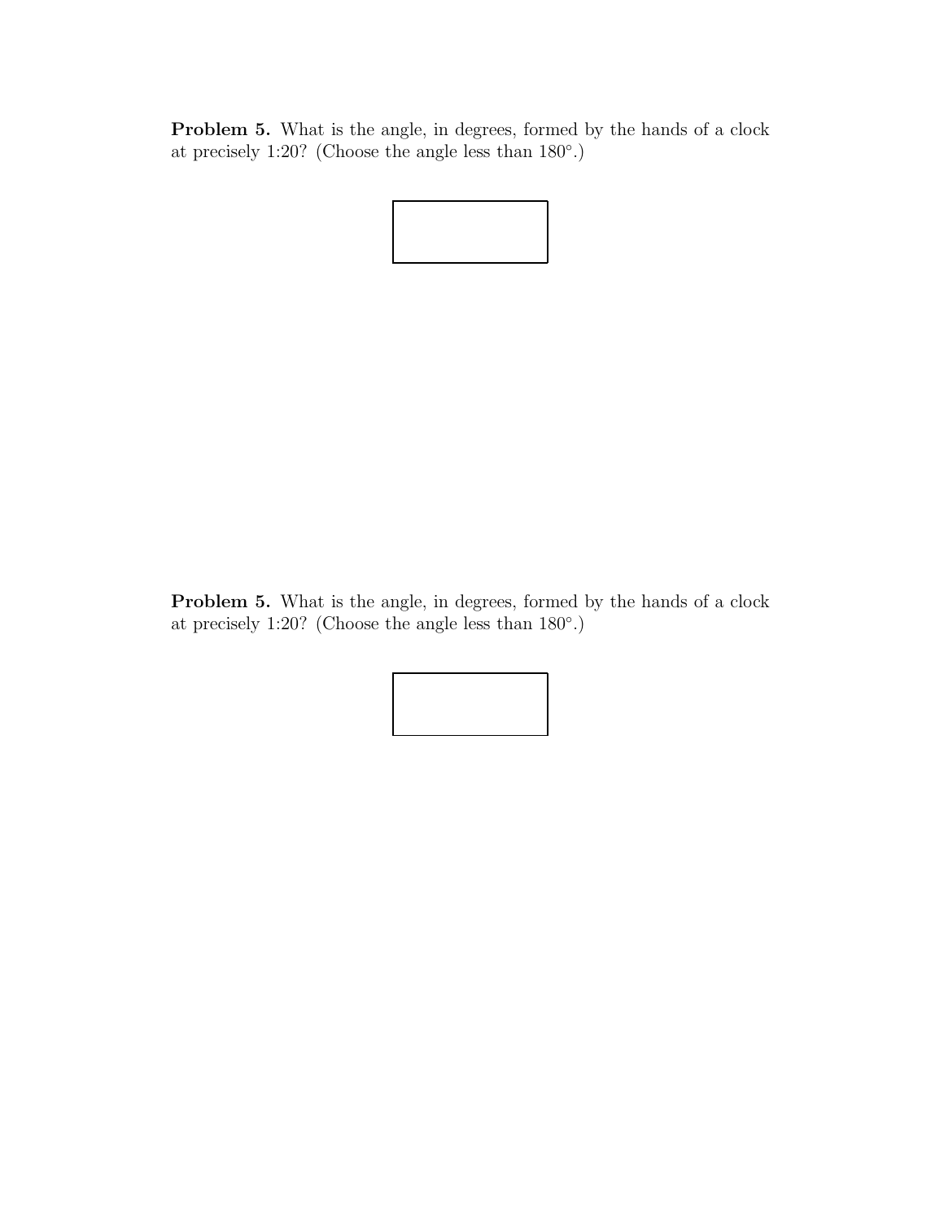**Problem 5.** What is the angle, in degrees, formed by the hands of a clock at precisely 1:20? (Choose the angle less than $180^\circ$.)

**Problem 5.** What is the angle, in degrees, formed by the hands of a clock at precisely 1:20? (Choose the angle less than $180^\circ$.)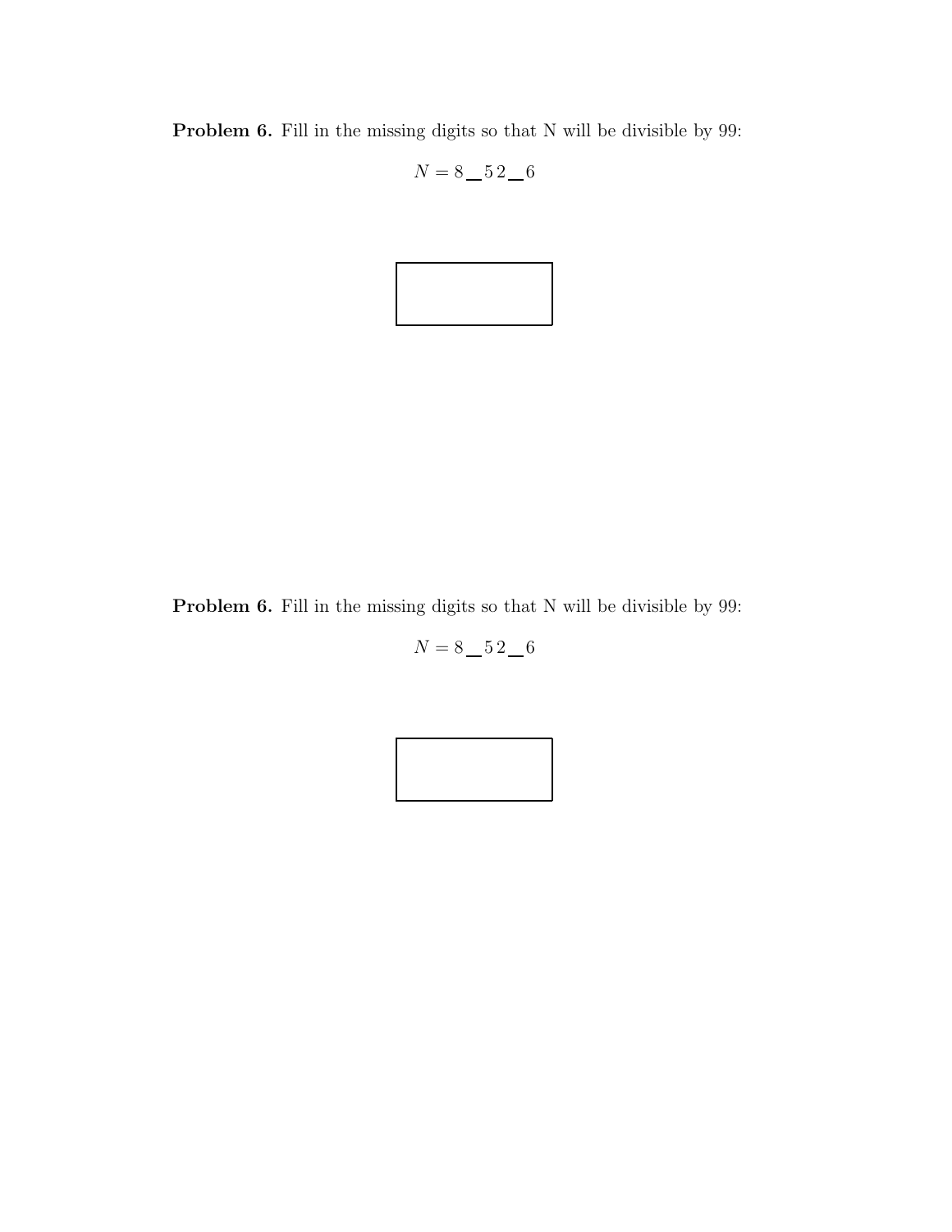**Problem 6.** Fill in the missing digits so that N will be divisible by 99:

$$N = 8\underline{\ \ }52\underline{\ \ }6$$

**Problem 6.** Fill in the missing digits so that N will be divisible by 99:

$$N = 8\underline{\ \ }52\underline{\ \ }6$$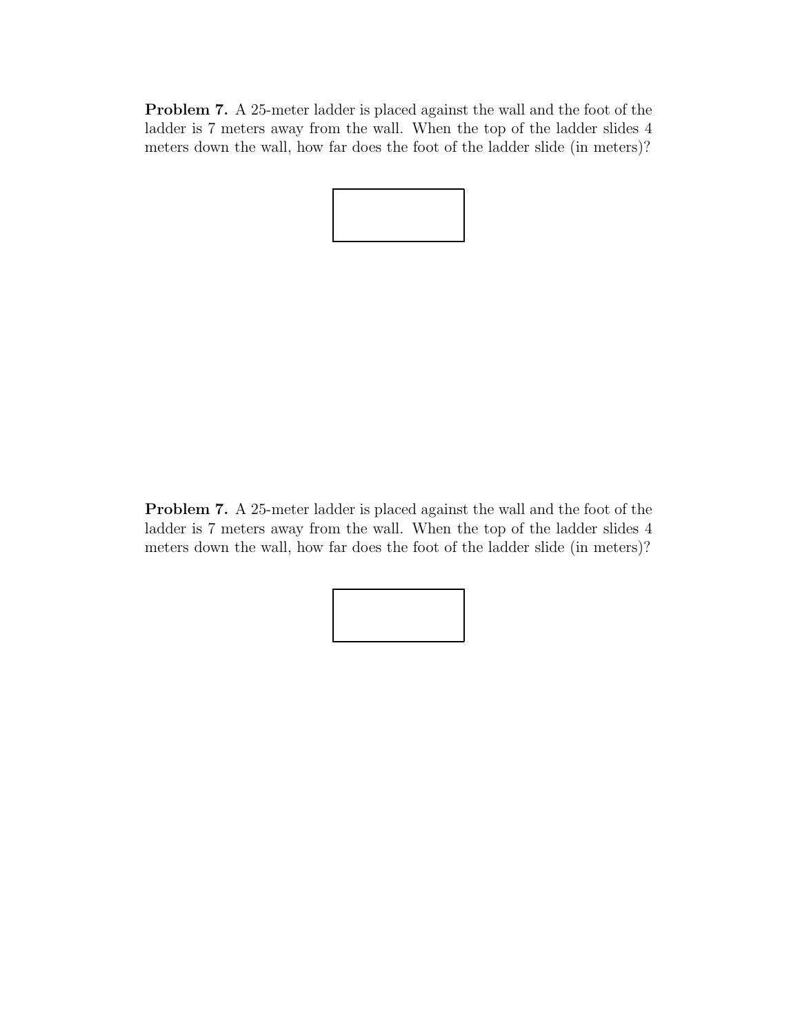**Problem 7.** A 25-meter ladder is placed against the wall and the foot of the ladder is 7 meters away from the wall. When the top of the ladder slides 4 meters down the wall, how far does the foot of the ladder slide (in meters)?

**Problem 7.** A 25-meter ladder is placed against the wall and the foot of the ladder is 7 meters away from the wall. When the top of the ladder slides 4 meters down the wall, how far does the foot of the ladder slide (in meters)?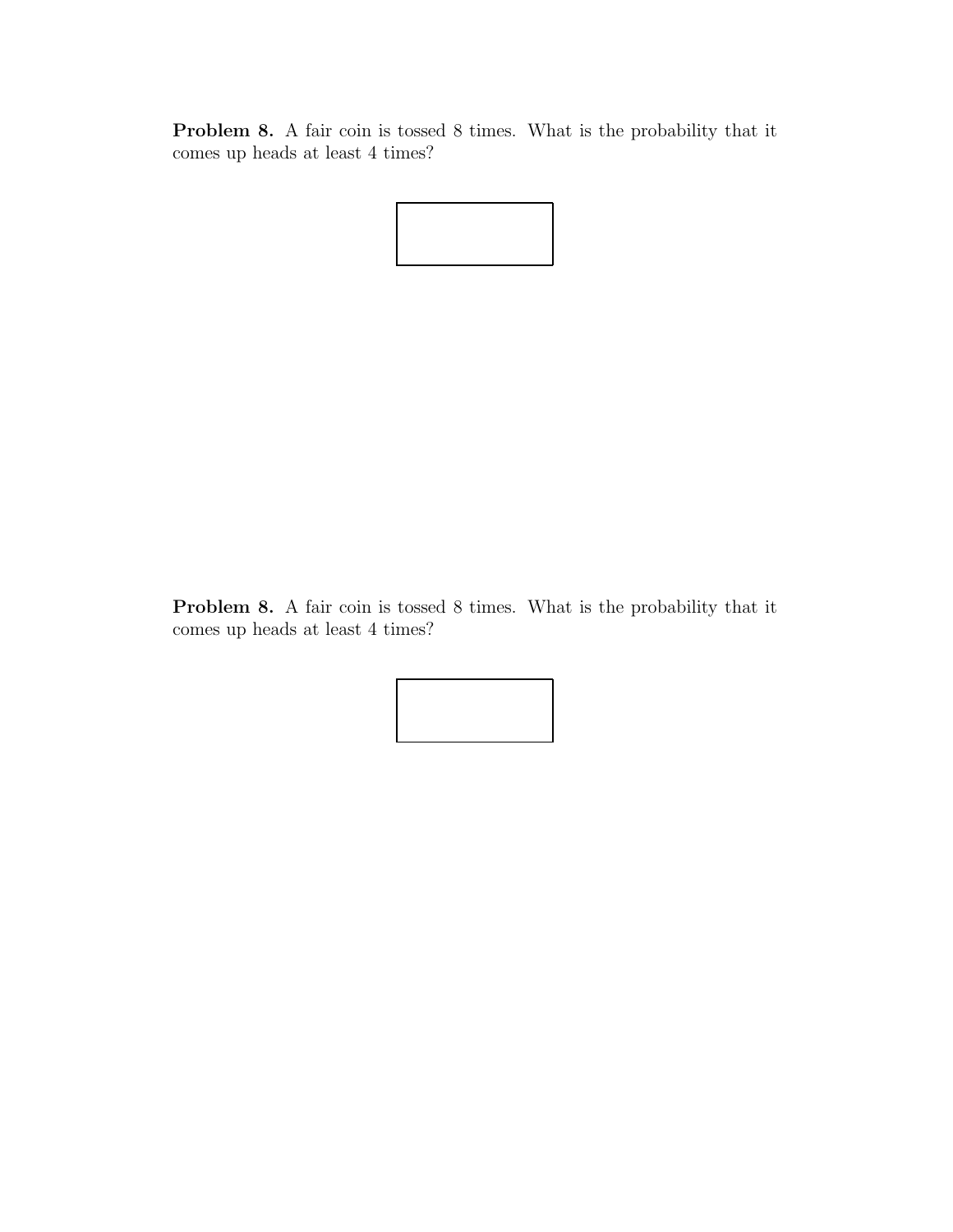**Problem 8.** A fair coin is tossed 8 times. What is the probability that it comes up heads at least 4 times?

**Problem 8.** A fair coin is tossed 8 times. What is the probability that it comes up heads at least 4 times?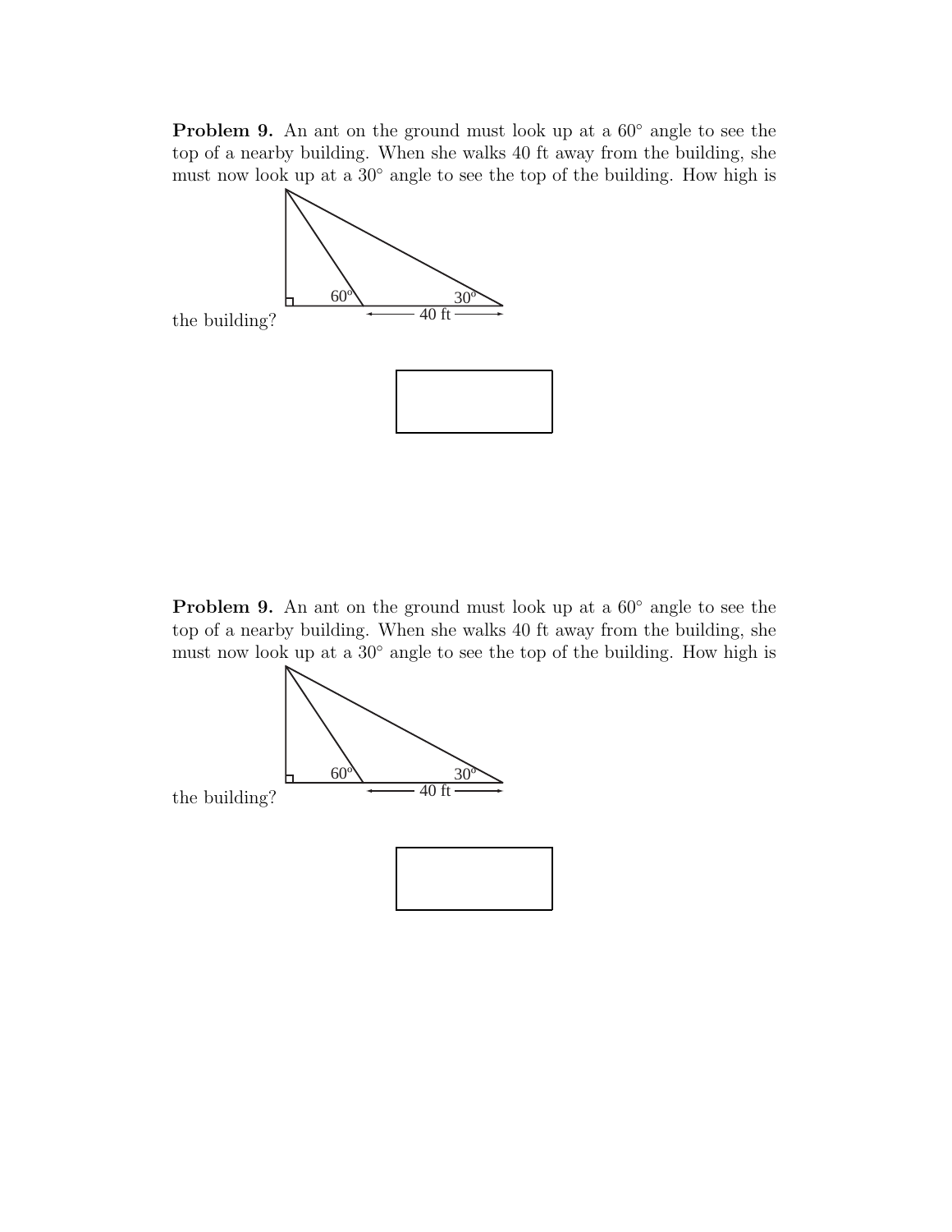**Problem 9.** An ant on the ground must look up at a 60° angle to see the top of a nearby building. When she walks 40 ft away from the building, she must now look up at a 30° angle to see the top of the building. How high is the building?

**Problem 9.** An ant on the ground must look up at a 60° angle to see the top of a nearby building. When she walks 40 ft away from the building, she must now look up at a 30° angle to see the top of the building. How high is the building?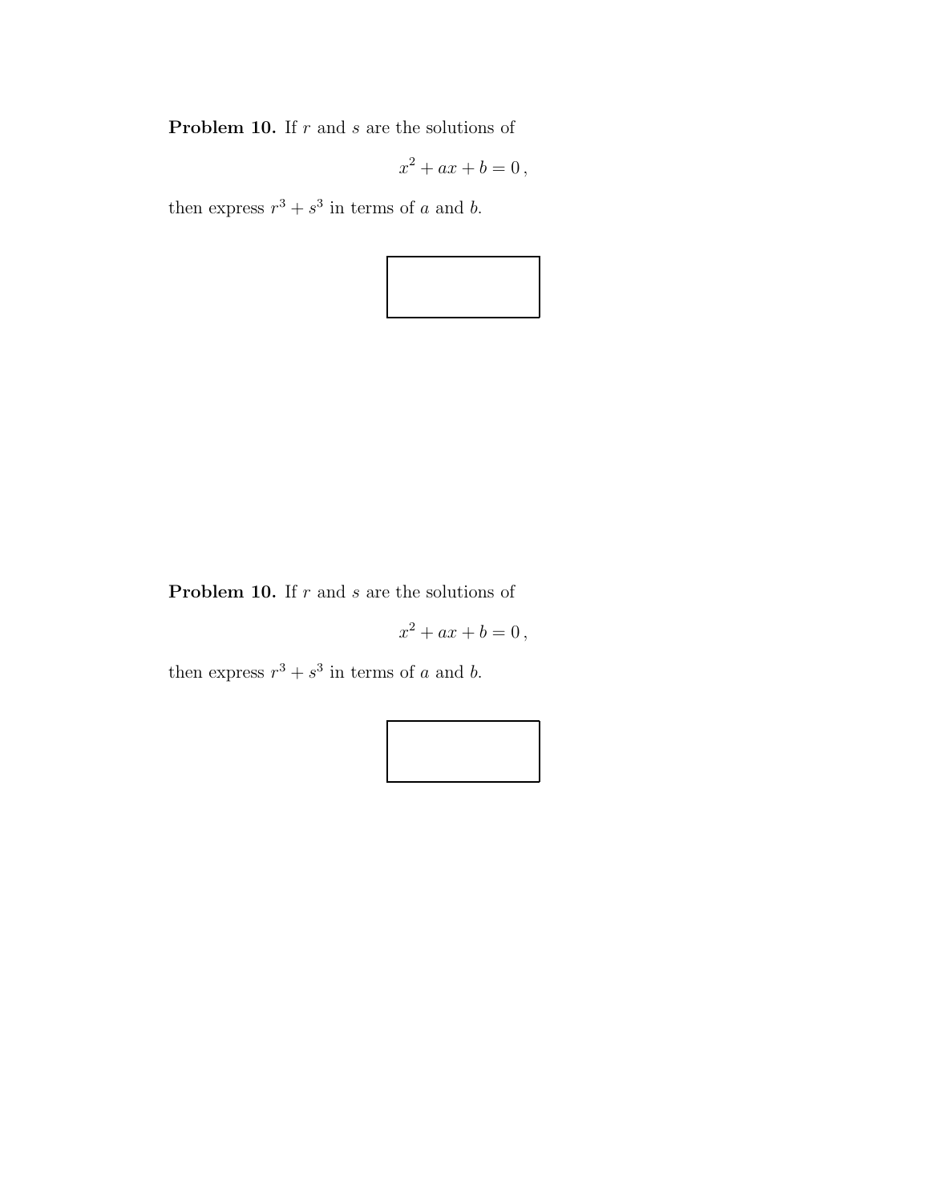**Problem 10.** If $r$ and $s$ are the solutions of

$$x^2 + ax + b = 0\,,$$

then express $r^3 + s^3$ in terms of $a$ and $b$.

**Problem 10.** If $r$ and $s$ are the solutions of

$$x^2 + ax + b = 0\,,$$

then express $r^3 + s^3$ in terms of $a$ and $b$.